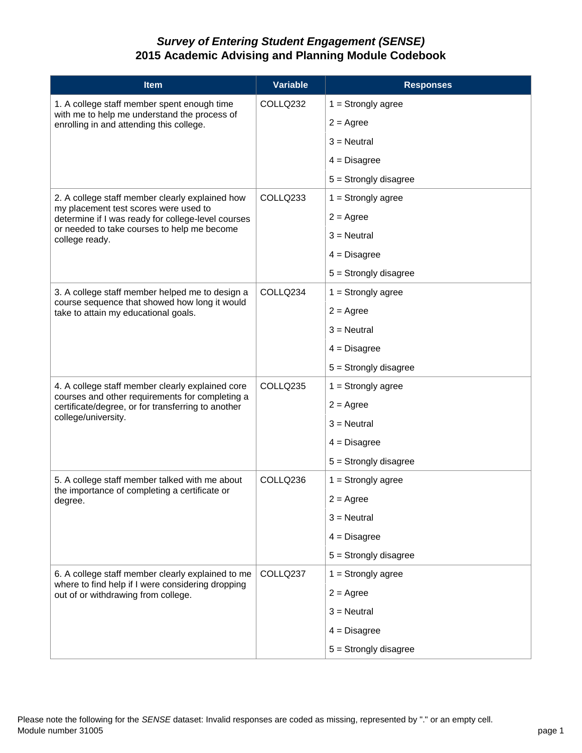# *Survey of Entering Student Engagement (SENSE)*
# 2015 Academic Advising and Planning Module Codebook

| Item | Variable | Responses |
|---|---|---|
| 1. A college staff member spent enough time with me to help me understand the process of enrolling in and attending this college. | COLLQ232 | 1 = Strongly agree |
| | | 2 = Agree |
| | | 3 = Neutral |
| | | 4 = Disagree |
| | | 5 = Strongly disagree |
| 2. A college staff member clearly explained how my placement test scores were used to determine if I was ready for college-level courses or needed to take courses to help me become college ready. | COLLQ233 | 1 = Strongly agree |
| | | 2 = Agree |
| | | 3 = Neutral |
| | | 4 = Disagree |
| | | 5 = Strongly disagree |
| 3. A college staff member helped me to design a course sequence that showed how long it would take to attain my educational goals. | COLLQ234 | 1 = Strongly agree |
| | | 2 = Agree |
| | | 3 = Neutral |
| | | 4 = Disagree |
| | | 5 = Strongly disagree |
| 4. A college staff member clearly explained core courses and other requirements for completing a certificate/degree, or for transferring to another college/university. | COLLQ235 | 1 = Strongly agree |
| | | 2 = Agree |
| | | 3 = Neutral |
| | | 4 = Disagree |
| | | 5 = Strongly disagree |
| 5. A college staff member talked with me about the importance of completing a certificate or degree. | COLLQ236 | 1 = Strongly agree |
| | | 2 = Agree |
| | | 3 = Neutral |
| | | 4 = Disagree |
| | | 5 = Strongly disagree |
| 6. A college staff member clearly explained to me where to find help if I were considering dropping out of or withdrawing from college. | COLLQ237 | 1 = Strongly agree |
| | | 2 = Agree |
| | | 3 = Neutral |
| | | 4 = Disagree |
| | | 5 = Strongly disagree |

Please note the following for the *SENSE* dataset: Invalid responses are coded as missing, represented by "." or an empty cell.
Module number 31005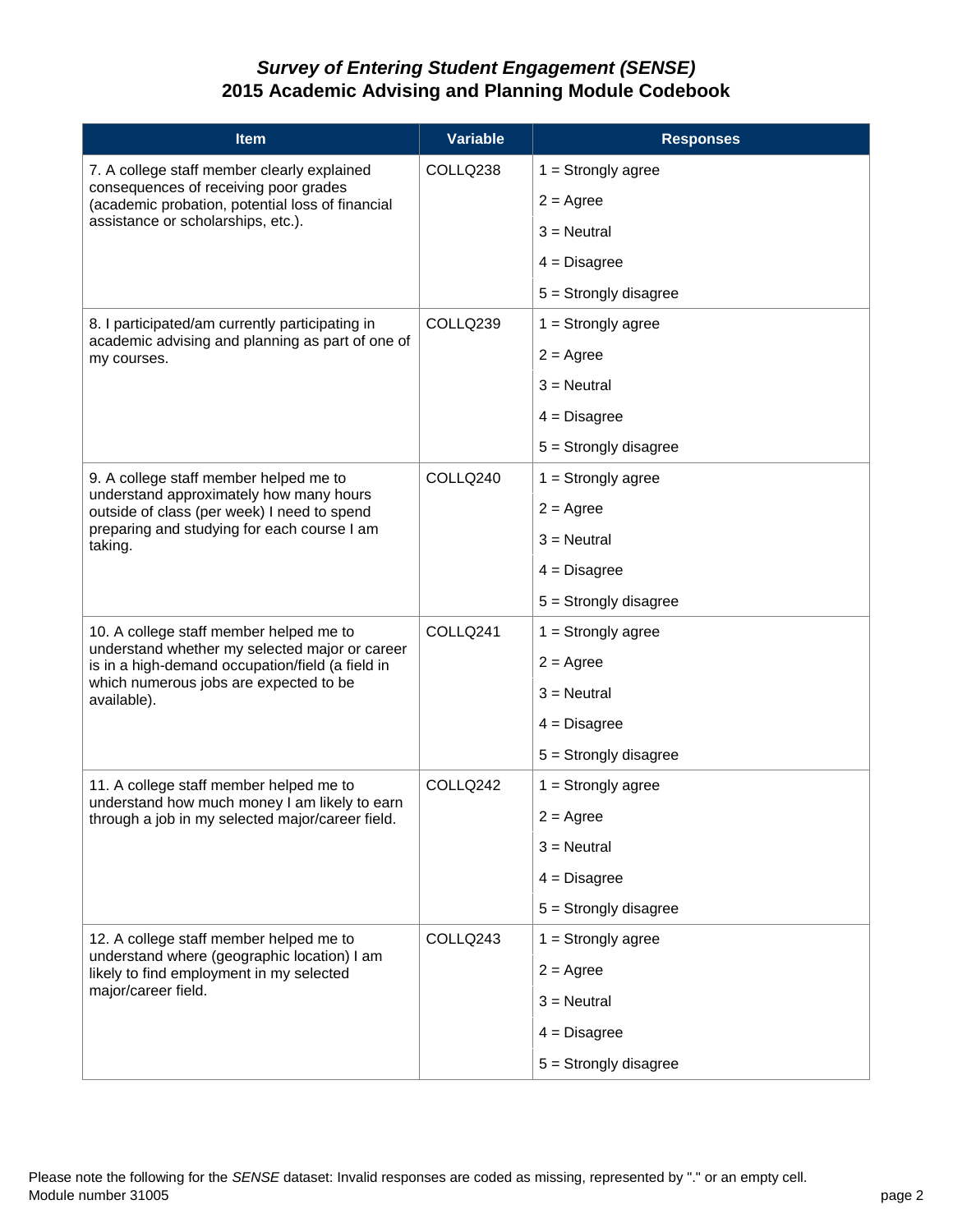## *Survey of Entering Student Engagement (SENSE)*
## 2015 Academic Advising and Planning Module Codebook

| Item | Variable | Responses |
| --- | --- | --- |
| 7. A college staff member clearly explained consequences of receiving poor grades (academic probation, potential loss of financial assistance or scholarships, etc.). | COLLQ238 | 1 = Strongly agree |
| | | 2 = Agree |
| | | 3 = Neutral |
| | | 4 = Disagree |
| | | 5 = Strongly disagree |
| 8. I participated/am currently participating in academic advising and planning as part of one of my courses. | COLLQ239 | 1 = Strongly agree |
| | | 2 = Agree |
| | | 3 = Neutral |
| | | 4 = Disagree |
| | | 5 = Strongly disagree |
| 9. A college staff member helped me to understand approximately how many hours outside of class (per week) I need to spend preparing and studying for each course I am taking. | COLLQ240 | 1 = Strongly agree |
| | | 2 = Agree |
| | | 3 = Neutral |
| | | 4 = Disagree |
| | | 5 = Strongly disagree |
| 10. A college staff member helped me to understand whether my selected major or career is in a high-demand occupation/field (a field in which numerous jobs are expected to be available). | COLLQ241 | 1 = Strongly agree |
| | | 2 = Agree |
| | | 3 = Neutral |
| | | 4 = Disagree |
| | | 5 = Strongly disagree |
| 11. A college staff member helped me to understand how much money I am likely to earn through a job in my selected major/career field. | COLLQ242 | 1 = Strongly agree |
| | | 2 = Agree |
| | | 3 = Neutral |
| | | 4 = Disagree |
| | | 5 = Strongly disagree |
| 12. A college staff member helped me to understand where (geographic location) I am likely to find employment in my selected major/career field. | COLLQ243 | 1 = Strongly agree |
| | | 2 = Agree |
| | | 3 = Neutral |
| | | 4 = Disagree |
| | | 5 = Strongly disagree |

Please note the following for the *SENSE* dataset: Invalid responses are coded as missing, represented by "." or an empty cell.
Module number 31005